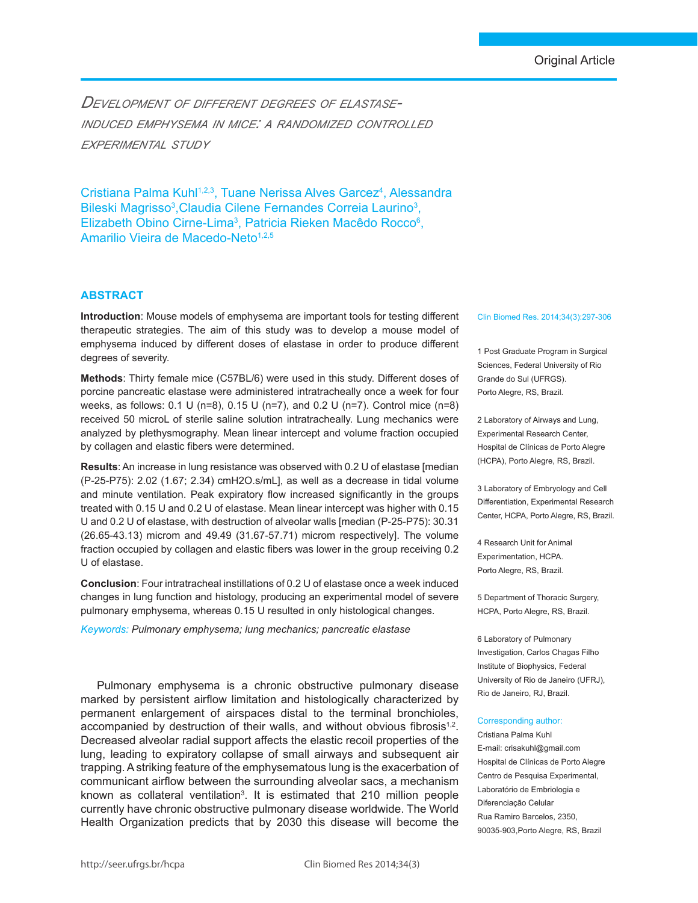Original Article

# Development of different degrees of elastase-induced emphysema in mice: a randomized controlled experimental study

Cristiana Palma Kuhl[1,2,3], Tuane Nerissa Alves Garcez[4], Alessandra Bileski Magrisso[3], Claudia Cilene Fernandes Correia Laurino[3], Elizabeth Obino Cirne-Lima[3], Patricia Rieken Macêdo Rocco[6], Amarilio Vieira de Macedo-Neto[1,2,5]

## ABSTRACT

**Introduction**: Mouse models of emphysema are important tools for testing different therapeutic strategies. The aim of this study was to develop a mouse model of emphysema induced by different doses of elastase in order to produce different degrees of severity.

**Methods**: Thirty female mice (C57BL/6) were used in this study. Different doses of porcine pancreatic elastase were administered intratracheally once a week for four weeks, as follows: 0.1 U (n=8), 0.15 U (n=7), and 0.2 U (n=7). Control mice (n=8) received 50 microL of sterile saline solution intratracheally. Lung mechanics were analyzed by plethysmography. Mean linear intercept and volume fraction occupied by collagen and elastic fibers were determined.

**Results**: An increase in lung resistance was observed with 0.2 U of elastase [median (P-25-P75): 2.02 (1.67; 2.34) cmH2O.s/mL], as well as a decrease in tidal volume and minute ventilation. Peak expiratory flow increased significantly in the groups treated with 0.15 U and 0.2 U of elastase. Mean linear intercept was higher with 0.15 U and 0.2 U of elastase, with destruction of alveolar walls [median (P-25-P75): 30.31 (26.65-43.13) microm and 49.49 (31.67-57.71) microm respectively]. The volume fraction occupied by collagen and elastic fibers was lower in the group receiving 0.2 U of elastase.

**Conclusion**: Four intratracheal instillations of 0.2 U of elastase once a week induced changes in lung function and histology, producing an experimental model of severe pulmonary emphysema, whereas 0.15 U resulted in only histological changes.

*Keywords: Pulmonary emphysema; lung mechanics; pancreatic elastase*

Clin Biomed Res. 2014;34(3):297-306

1 Post Graduate Program in Surgical Sciences, Federal University of Rio Grande do Sul (UFRGS). Porto Alegre, RS, Brazil.

2 Laboratory of Airways and Lung, Experimental Research Center, Hospital de Clínicas de Porto Alegre (HCPA), Porto Alegre, RS, Brazil.

3 Laboratory of Embryology and Cell Differentiation, Experimental Research Center, HCPA, Porto Alegre, RS, Brazil.

4 Research Unit for Animal Experimentation, HCPA. Porto Alegre, RS, Brazil.

5 Department of Thoracic Surgery, HCPA, Porto Alegre, RS, Brazil.

6 Laboratory of Pulmonary Investigation, Carlos Chagas Filho Institute of Biophysics, Federal University of Rio de Janeiro (UFRJ), Rio de Janeiro, RJ, Brazil.

Corresponding author:
Cristiana Palma Kuhl
E-mail: crisakuhl@gmail.com
Hospital de Clínicas de Porto Alegre
Centro de Pesquisa Experimental,
Laboratório de Embriologia e Diferenciação Celular
Rua Ramiro Barcelos, 2350,
90035-903,Porto Alegre, RS, Brazil

Pulmonary emphysema is a chronic obstructive pulmonary disease marked by persistent airflow limitation and histologically characterized by permanent enlargement of airspaces distal to the terminal bronchioles, accompanied by destruction of their walls, and without obvious fibrosis[1,2]. Decreased alveolar radial support affects the elastic recoil properties of the lung, leading to expiratory collapse of small airways and subsequent air trapping. A striking feature of the emphysematous lung is the exacerbation of communicant airflow between the surrounding alveolar sacs, a mechanism known as collateral ventilation[3]. It is estimated that 210 million people currently have chronic obstructive pulmonary disease worldwide. The World Health Organization predicts that by 2030 this disease will become the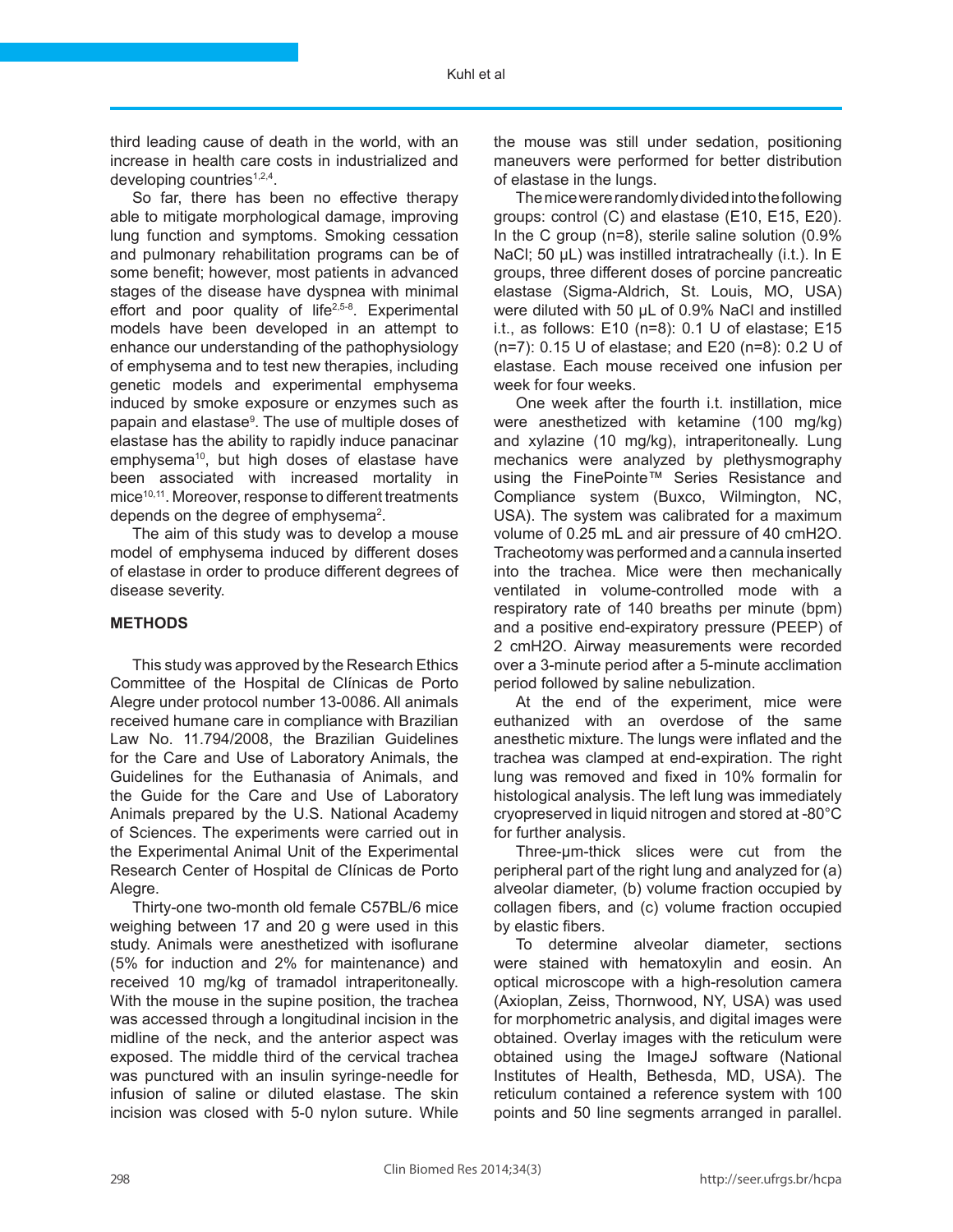third leading cause of death in the world, with an increase in health care costs in industrialized and developing countries[1,2,4].

So far, there has been no effective therapy able to mitigate morphological damage, improving lung function and symptoms. Smoking cessation and pulmonary rehabilitation programs can be of some benefit; however, most patients in advanced stages of the disease have dyspnea with minimal effort and poor quality of life[2,5-8]. Experimental models have been developed in an attempt to enhance our understanding of the pathophysiology of emphysema and to test new therapies, including genetic models and experimental emphysema induced by smoke exposure or enzymes such as papain and elastase[9]. The use of multiple doses of elastase has the ability to rapidly induce panacinar emphysema[10], but high doses of elastase have been associated with increased mortality in mice[10,11]. Moreover, response to different treatments depends on the degree of emphysema[2].

The aim of this study was to develop a mouse model of emphysema induced by different doses of elastase in order to produce different degrees of disease severity.

## METHODS

This study was approved by the Research Ethics Committee of the Hospital de Clínicas de Porto Alegre under protocol number 13-0086. All animals received humane care in compliance with Brazilian Law No. 11.794/2008, the Brazilian Guidelines for the Care and Use of Laboratory Animals, the Guidelines for the Euthanasia of Animals, and the Guide for the Care and Use of Laboratory Animals prepared by the U.S. National Academy of Sciences. The experiments were carried out in the Experimental Animal Unit of the Experimental Research Center of Hospital de Clínicas de Porto Alegre.

Thirty-one two-month old female C57BL/6 mice weighing between 17 and 20 g were used in this study. Animals were anesthetized with isoflurane (5% for induction and 2% for maintenance) and received 10 mg/kg of tramadol intraperitoneally. With the mouse in the supine position, the trachea was accessed through a longitudinal incision in the midline of the neck, and the anterior aspect was exposed. The middle third of the cervical trachea was punctured with an insulin syringe-needle for infusion of saline or diluted elastase. The skin incision was closed with 5-0 nylon suture. While the mouse was still under sedation, positioning maneuvers were performed for better distribution of elastase in the lungs.

The mice were randomly divided into the following groups: control (C) and elastase (E10, E15, E20). In the C group (n=8), sterile saline solution (0.9% NaCl; 50 µL) was instilled intratracheally (i.t.). In E groups, three different doses of porcine pancreatic elastase (Sigma-Aldrich, St. Louis, MO, USA) were diluted with 50 µL of 0.9% NaCl and instilled i.t., as follows: E10 (n=8): 0.1 U of elastase; E15 (n=7): 0.15 U of elastase; and E20 (n=8): 0.2 U of elastase. Each mouse received one infusion per week for four weeks.

One week after the fourth i.t. instillation, mice were anesthetized with ketamine (100 mg/kg) and xylazine (10 mg/kg), intraperitoneally. Lung mechanics were analyzed by plethysmography using the FinePointe™ Series Resistance and Compliance system (Buxco, Wilmington, NC, USA). The system was calibrated for a maximum volume of 0.25 mL and air pressure of 40 $cmH_2O$. Tracheotomy was performed and a cannula inserted into the trachea. Mice were then mechanically ventilated in volume-controlled mode with a respiratory rate of 140 breaths per minute (bpm) and a positive end-expiratory pressure (PEEP) of 2 $cmH_2O$. Airway measurements were recorded over a 3-minute period after a 5-minute acclimation period followed by saline nebulization.

At the end of the experiment, mice were euthanized with an overdose of the same anesthetic mixture. The lungs were inflated and the trachea was clamped at end-expiration. The right lung was removed and fixed in 10% formalin for histological analysis. The left lung was immediately cryopreserved in liquid nitrogen and stored at -80°C for further analysis.

Three-µm-thick slices were cut from the peripheral part of the right lung and analyzed for (a) alveolar diameter, (b) volume fraction occupied by collagen fibers, and (c) volume fraction occupied by elastic fibers.

To determine alveolar diameter, sections were stained with hematoxylin and eosin. An optical microscope with a high-resolution camera (Axioplan, Zeiss, Thornwood, NY, USA) was used for morphometric analysis, and digital images were obtained. Overlay images with the reticulum were obtained using the ImageJ software (National Institutes of Health, Bethesda, MD, USA). The reticulum contained a reference system with 100 points and 50 line segments arranged in parallel.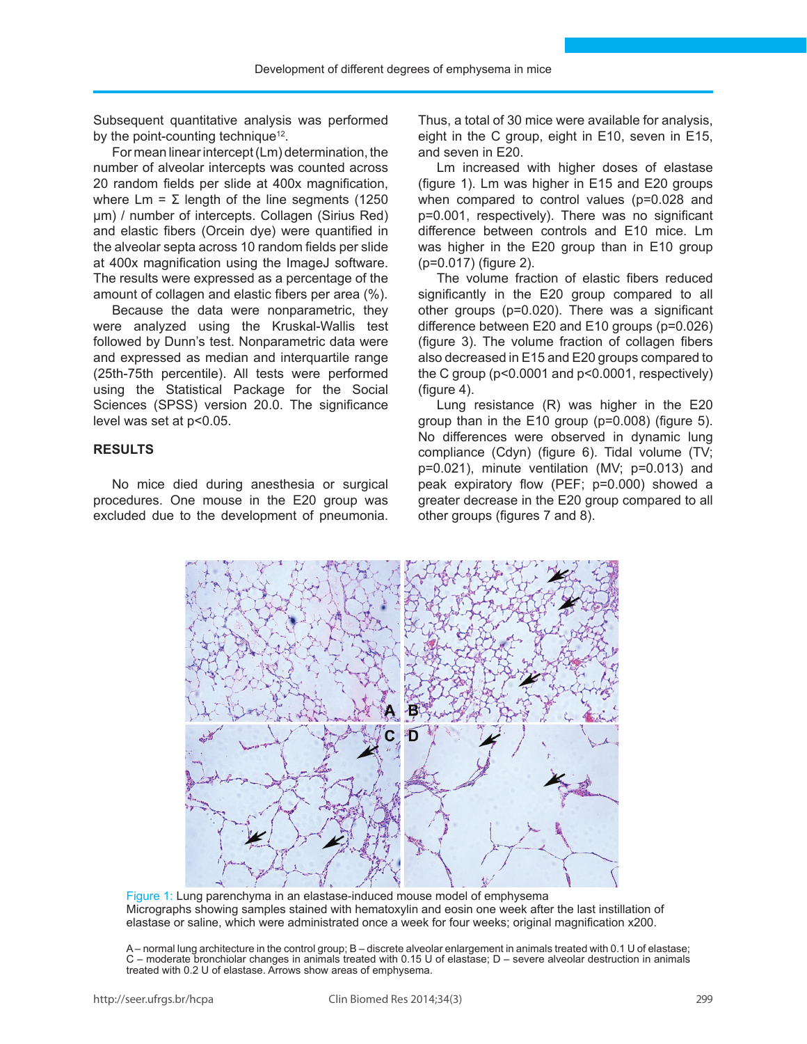Subsequent quantitative analysis was performed by the point-counting technique[12].

For mean linear intercept (Lm) determination, the number of alveolar intercepts was counted across 20 random fields per slide at 400x magnification, where Lm = Σ length of the line segments (1250 μm) / number of intercepts. Collagen (Sirius Red) and elastic fibers (Orcein dye) were quantified in the alveolar septa across 10 random fields per slide at 400x magnification using the ImageJ software. The results were expressed as a percentage of the amount of collagen and elastic fibers per area (%).

Because the data were nonparametric, they were analyzed using the Kruskal-Wallis test followed by Dunn's test. Nonparametric data were and expressed as median and interquartile range (25th-75th percentile). All tests were performed using the Statistical Package for the Social Sciences (SPSS) version 20.0. The significance level was set at $p<0.05$.

## RESULTS

No mice died during anesthesia or surgical procedures. One mouse in the E20 group was excluded due to the development of pneumonia. Thus, a total of 30 mice were available for analysis, eight in the C group, eight in E10, seven in E15, and seven in E20.

Lm increased with higher doses of elastase (figure 1). Lm was higher in E15 and E20 groups when compared to control values ($p=0.028$ and $p=0.001$, respectively). There was no significant difference between controls and E10 mice. Lm was higher in the E20 group than in E10 group ($p=0.017$) (figure 2).

The volume fraction of elastic fibers reduced significantly in the E20 group compared to all other groups ($p=0.020$). There was a significant difference between E20 and E10 groups ($p=0.026$) (figure 3). The volume fraction of collagen fibers also decreased in E15 and E20 groups compared to the C group ($p<0.0001$ and $p<0.0001$, respectively) (figure 4).

Lung resistance (R) was higher in the E20 group than in the E10 group ($p=0.008$) (figure 5). No differences were observed in dynamic lung compliance (Cdyn) (figure 6). Tidal volume (TV; $p=0.021$), minute ventilation (MV; $p=0.013$) and peak expiratory flow (PEF; $p=0.000$) showed a greater decrease in the E20 group compared to all other groups (figures 7 and 8).

Figure 1: Lung parenchyma in an elastase-induced mouse model of emphysema
Micrographs showing samples stained with hematoxylin and eosin one week after the last instillation of elastase or saline, which were administrated once a week for four weeks; original magnification x200.

A – normal lung architecture in the control group; B – discrete alveolar enlargement in animals treated with 0.1 U of elastase; C – moderate bronchiolar changes in animals treated with 0.15 U of elastase; D – severe alveolar destruction in animals treated with 0.2 U of elastase. Arrows show areas of emphysema.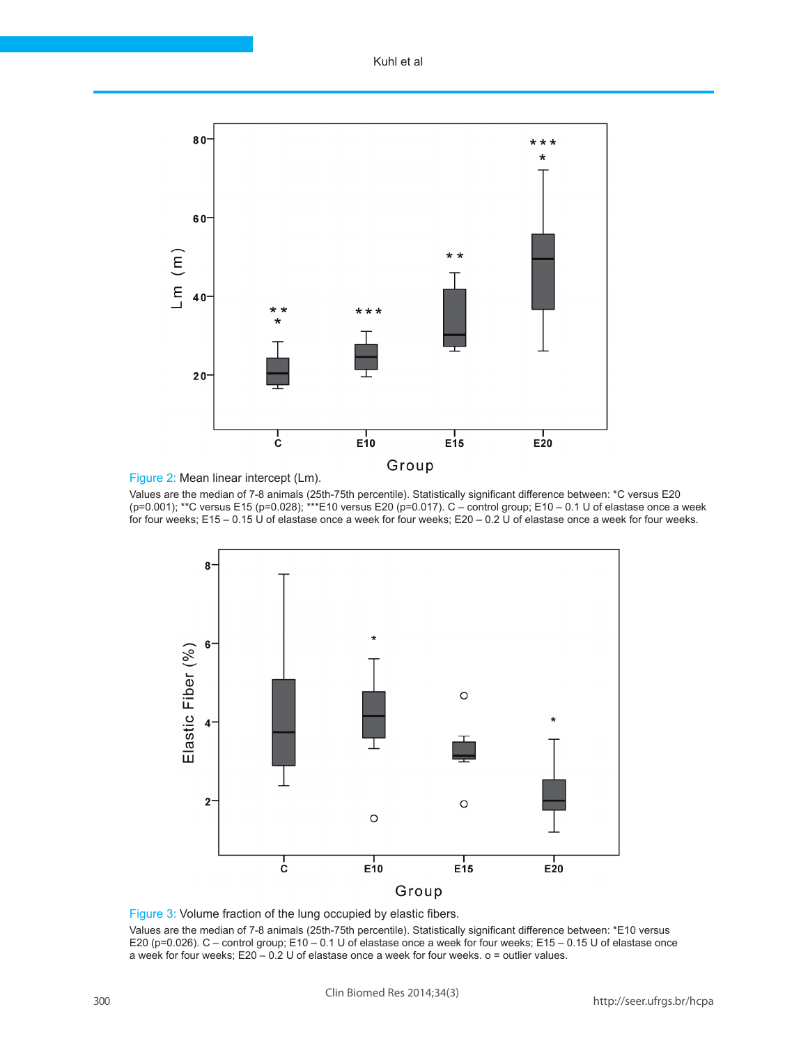Figure 2: Mean linear intercept (Lm).

Values are the median of 7-8 animals (25th-75th percentile). Statistically significant difference between: *C versus E20 (p=0.001); **C versus E15 (p=0.028); ***E10 versus E20 (p=0.017). C – control group; E10 – 0.1 U of elastase once a week for four weeks; E15 – 0.15 U of elastase once a week for four weeks; E20 – 0.2 U of elastase once a week for four weeks.

Figure 3: Volume fraction of the lung occupied by elastic fibers.

Values are the median of 7-8 animals (25th-75th percentile). Statistically significant difference between: *E10 versus E20 (p=0.026). C – control group; E10 – 0.1 U of elastase once a week for four weeks; E15 – 0.15 U of elastase once a week for four weeks; E20 – 0.2 U of elastase once a week for four weeks. o = outlier values.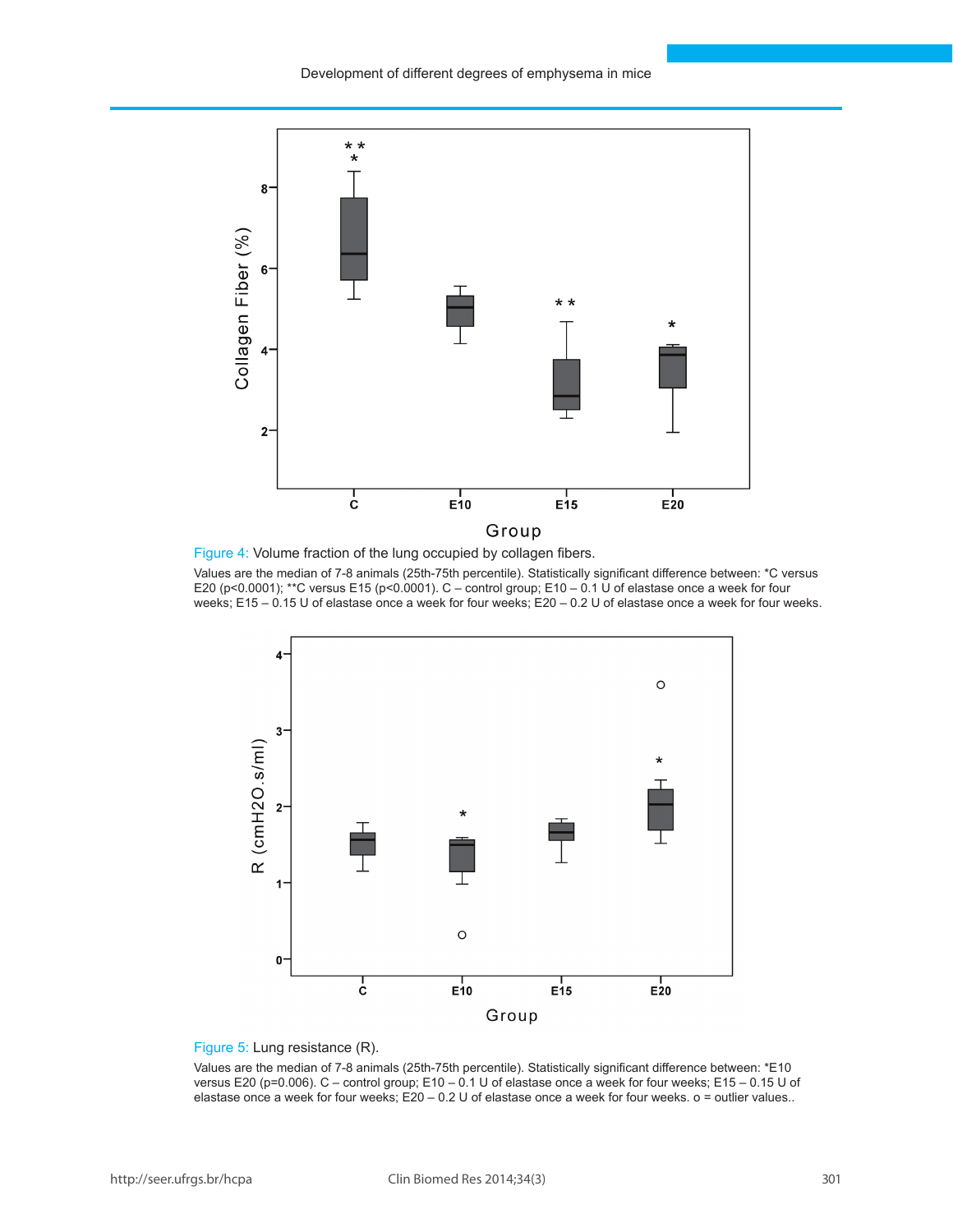Figure 4: Volume fraction of the lung occupied by collagen fibers.

Values are the median of 7-8 animals (25th-75th percentile). Statistically significant difference between: *C versus E20 ($p<0.0001$); **C versus E15 ($p<0.0001$). C – control group; E10 – 0.1 U of elastase once a week for four weeks; E15 – 0.15 U of elastase once a week for four weeks; E20 – 0.2 U of elastase once a week for four weeks.

Figure 5: Lung resistance (R).

Values are the median of 7-8 animals (25th-75th percentile). Statistically significant difference between: *E10 versus E20 ($p=0.006$). C – control group; E10 – 0.1 U of elastase once a week for four weeks; E15 – 0.15 U of elastase once a week for four weeks; E20 – 0.2 U of elastase once a week for four weeks. o = outlier values..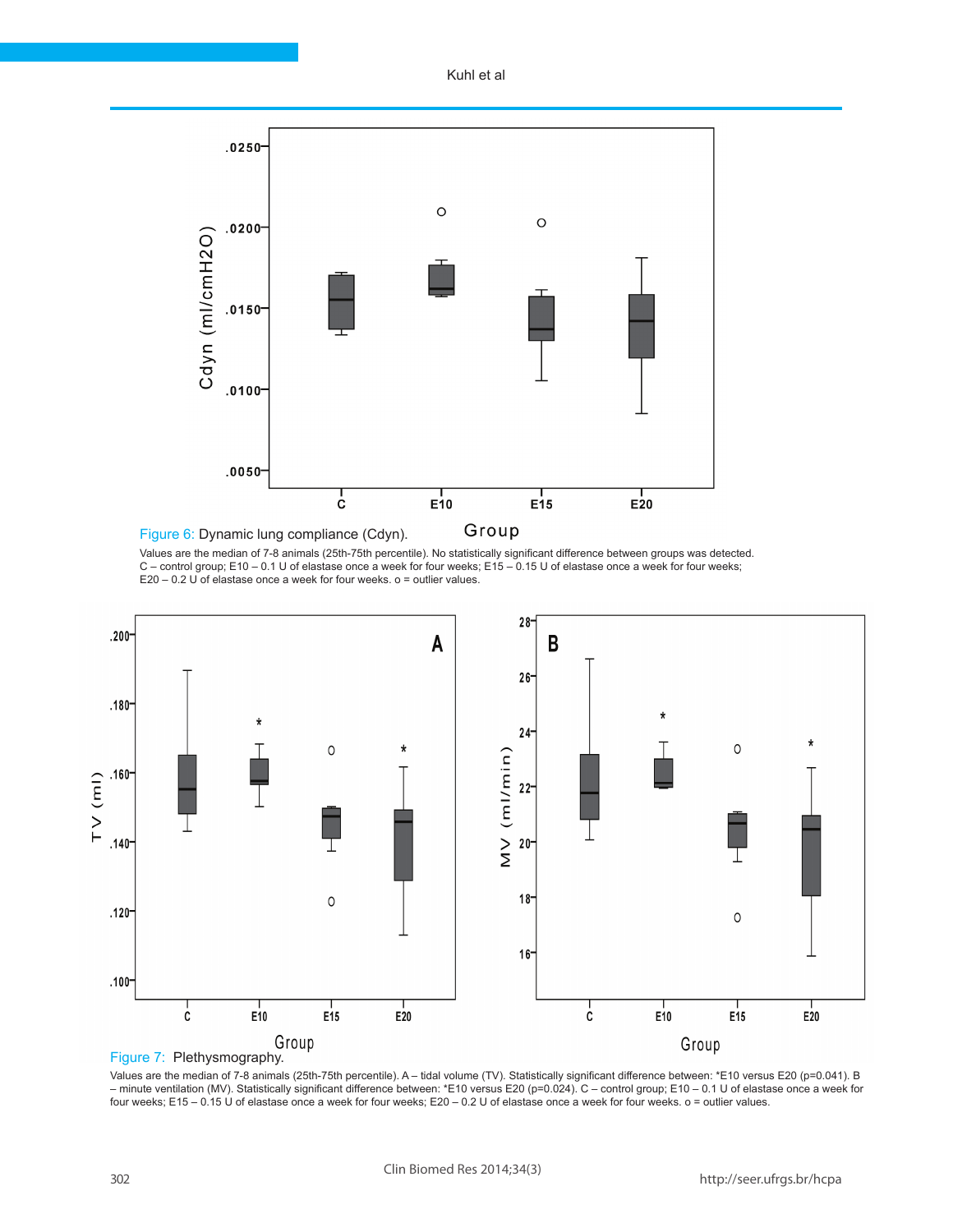Figure 6: Dynamic lung compliance (Cdyn).

Values are the median of 7-8 animals (25th-75th percentile). No statistically significant difference between groups was detected. C – control group; E10 – 0.1 U of elastase once a week for four weeks; E15 – 0.15 U of elastase once a week for four weeks; E20 – 0.2 U of elastase once a week for four weeks. o = outlier values.

Figure 7: Plethysmography.

Values are the median of 7-8 animals (25th-75th percentile). A – tidal volume (TV). Statistically significant difference between: *E10 versus E20 ($p=0.041$). B – minute ventilation (MV). Statistically significant difference between: *E10 versus E20 ($p=0.024$). C – control group; E10 – 0.1 U of elastase once a week for four weeks; E15 – 0.15 U of elastase once a week for four weeks; E20 – 0.2 U of elastase once a week for four weeks. o = outlier values.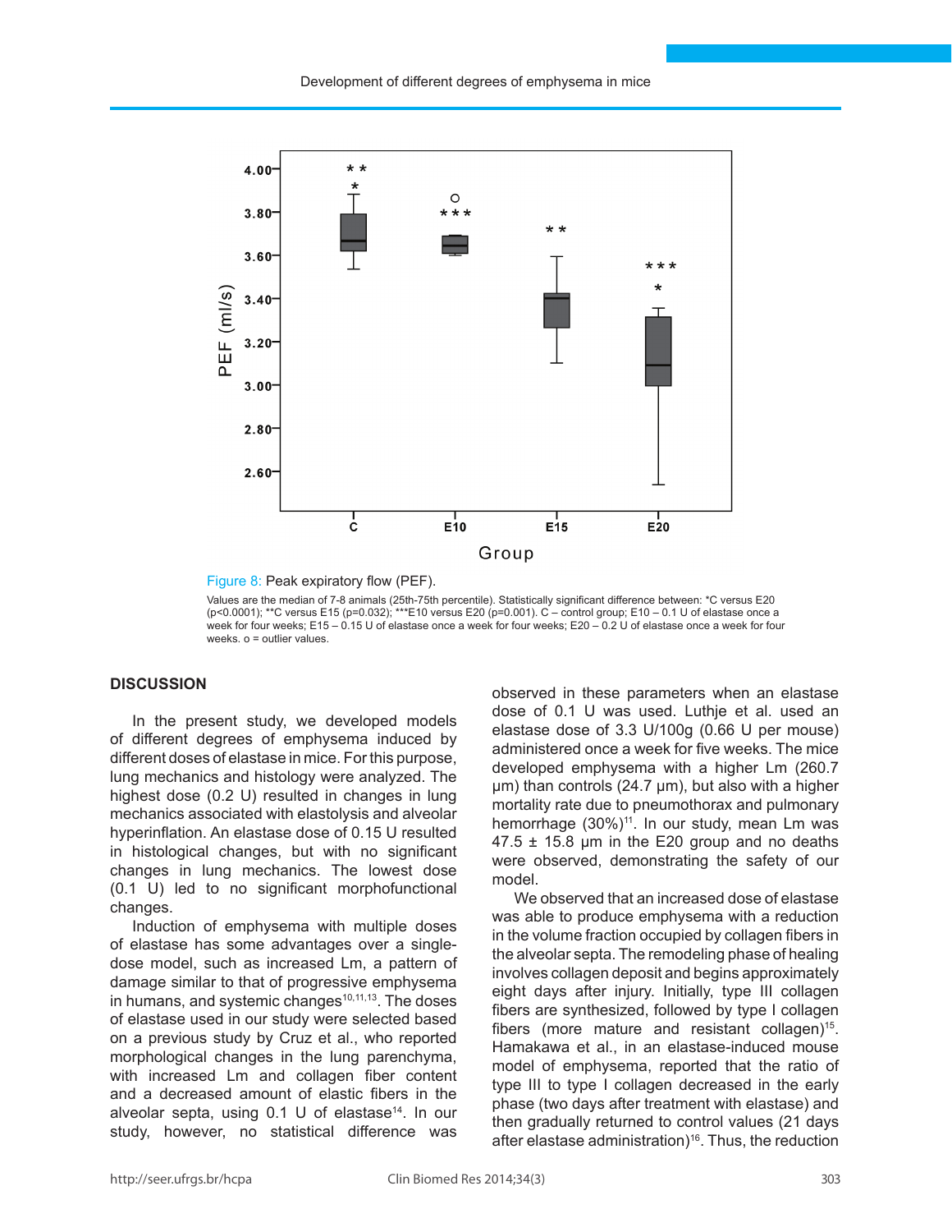Figure 8: Peak expiratory flow (PEF).

Values are the median of 7-8 animals (25th-75th percentile). Statistically significant difference between: *C versus E20 ($p<0.0001$); **C versus E15 ($p=0.032$); ***E10 versus E20 ($p=0.001$). C – control group; E10 – 0.1 U of elastase once a week for four weeks; E15 – 0.15 U of elastase once a week for four weeks; E20 – 0.2 U of elastase once a week for four weeks. o = outlier values.

## DISCUSSION

In the present study, we developed models of different degrees of emphysema induced by different doses of elastase in mice. For this purpose, lung mechanics and histology were analyzed. The highest dose (0.2 U) resulted in changes in lung mechanics associated with elastolysis and alveolar hyperinflation. An elastase dose of 0.15 U resulted in histological changes, but with no significant changes in lung mechanics. The lowest dose (0.1 U) led to no significant morphofunctional changes.

Induction of emphysema with multiple doses of elastase has some advantages over a single-dose model, such as increased Lm, a pattern of damage similar to that of progressive emphysema in humans, and systemic changes[10,11,13]. The doses of elastase used in our study were selected based on a previous study by Cruz et al., who reported morphological changes in the lung parenchyma, with increased Lm and collagen fiber content and a decreased amount of elastic fibers in the alveolar septa, using 0.1 U of elastase[14]. In our study, however, no statistical difference was observed in these parameters when an elastase dose of 0.1 U was used. Luthje et al. used an elastase dose of 3.3 U/100g (0.66 U per mouse) administered once a week for five weeks. The mice developed emphysema with a higher Lm (260.7 µm) than controls (24.7 µm), but also with a higher mortality rate due to pneumothorax and pulmonary hemorrhage (30%)[11]. In our study, mean Lm was 47.5 ± 15.8 µm in the E20 group and no deaths were observed, demonstrating the safety of our model.

We observed that an increased dose of elastase was able to produce emphysema with a reduction in the volume fraction occupied by collagen fibers in the alveolar septa. The remodeling phase of healing involves collagen deposit and begins approximately eight days after injury. Initially, type III collagen fibers are synthesized, followed by type I collagen fibers (more mature and resistant collagen)[15]. Hamakawa et al., in an elastase-induced mouse model of emphysema, reported that the ratio of type III to type I collagen decreased in the early phase (two days after treatment with elastase) and then gradually returned to control values (21 days after elastase administration)[16]. Thus, the reduction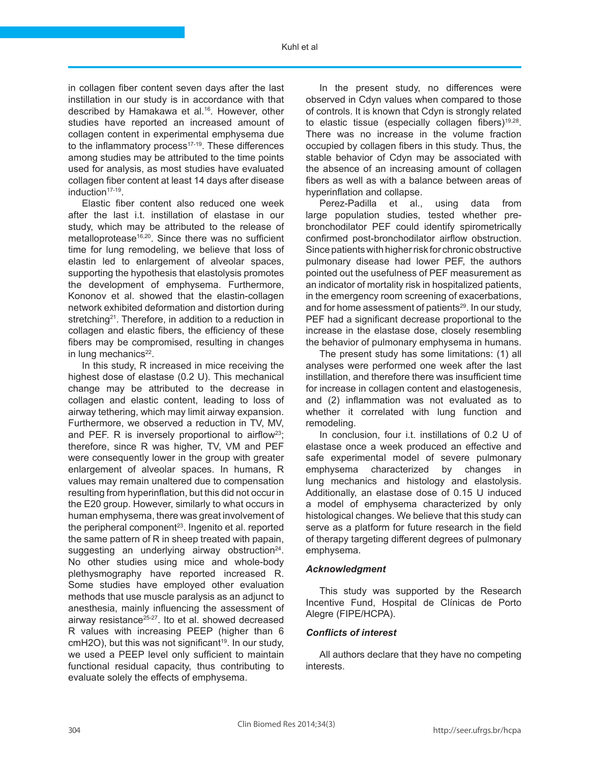in collagen fiber content seven days after the last instillation in our study is in accordance with that described by Hamakawa et al.[16]. However, other studies have reported an increased amount of collagen content in experimental emphysema due to the inflammatory process[17-19]. These differences among studies may be attributed to the time points used for analysis, as most studies have evaluated collagen fiber content at least 14 days after disease induction[17-19].

Elastic fiber content also reduced one week after the last i.t. instillation of elastase in our study, which may be attributed to the release of metalloprotease[16,20]. Since there was no sufficient time for lung remodeling, we believe that loss of elastin led to enlargement of alveolar spaces, supporting the hypothesis that elastolysis promotes the development of emphysema. Furthermore, Kononov et al. showed that the elastin-collagen network exhibited deformation and distortion during stretching[21]. Therefore, in addition to a reduction in collagen and elastic fibers, the efficiency of these fibers may be compromised, resulting in changes in lung mechanics[22].

In this study, R increased in mice receiving the highest dose of elastase (0.2 U). This mechanical change may be attributed to the decrease in collagen and elastic content, leading to loss of airway tethering, which may limit airway expansion. Furthermore, we observed a reduction in TV, MV, and PEF. R is inversely proportional to airflow[23]; therefore, since R was higher, TV, VM and PEF were consequently lower in the group with greater enlargement of alveolar spaces. In humans, R values may remain unaltered due to compensation resulting from hyperinflation, but this did not occur in the E20 group. However, similarly to what occurs in human emphysema, there was great involvement of the peripheral component[23]. Ingenito et al. reported the same pattern of R in sheep treated with papain, suggesting an underlying airway obstruction[24]. No other studies using mice and whole-body plethysmography have reported increased R. Some studies have employed other evaluation methods that use muscle paralysis as an adjunct to anesthesia, mainly influencing the assessment of airway resistance[25-27]. Ito et al. showed decreased R values with increasing PEEP (higher than 6 $cmH_2O$), but this was not significant[19]. In our study, we used a PEEP level only sufficient to maintain functional residual capacity, thus contributing to evaluate solely the effects of emphysema.

In the present study, no differences were observed in Cdyn values when compared to those of controls. It is known that Cdyn is strongly related to elastic tissue (especially collagen fibers)[19,28]. There was no increase in the volume fraction occupied by collagen fibers in this study. Thus, the stable behavior of Cdyn may be associated with the absence of an increasing amount of collagen fibers as well as with a balance between areas of hyperinflation and collapse.

Perez-Padilla et al., using data from large population studies, tested whether pre-bronchodilator PEF could identify spirometrically confirmed post-bronchodilator airflow obstruction. Since patients with higher risk for chronic obstructive pulmonary disease had lower PEF, the authors pointed out the usefulness of PEF measurement as an indicator of mortality risk in hospitalized patients, in the emergency room screening of exacerbations, and for home assessment of patients[29]. In our study, PEF had a significant decrease proportional to the increase in the elastase dose, closely resembling the behavior of pulmonary emphysema in humans.

The present study has some limitations: (1) all analyses were performed one week after the last instillation, and therefore there was insufficient time for increase in collagen content and elastogenesis, and (2) inflammation was not evaluated as to whether it correlated with lung function and remodeling.

In conclusion, four i.t. instillations of 0.2 U of elastase once a week produced an effective and safe experimental model of severe pulmonary emphysema characterized by changes in lung mechanics and histology and elastolysis. Additionally, an elastase dose of 0.15 U induced a model of emphysema characterized by only histological changes. We believe that this study can serve as a platform for future research in the field of therapy targeting different degrees of pulmonary emphysema.

### *Acknowledgment*

This study was supported by the Research Incentive Fund, Hospital de Clínicas de Porto Alegre (FIPE/HCPA).

### *Conflicts of interest*

All authors declare that they have no competing interests.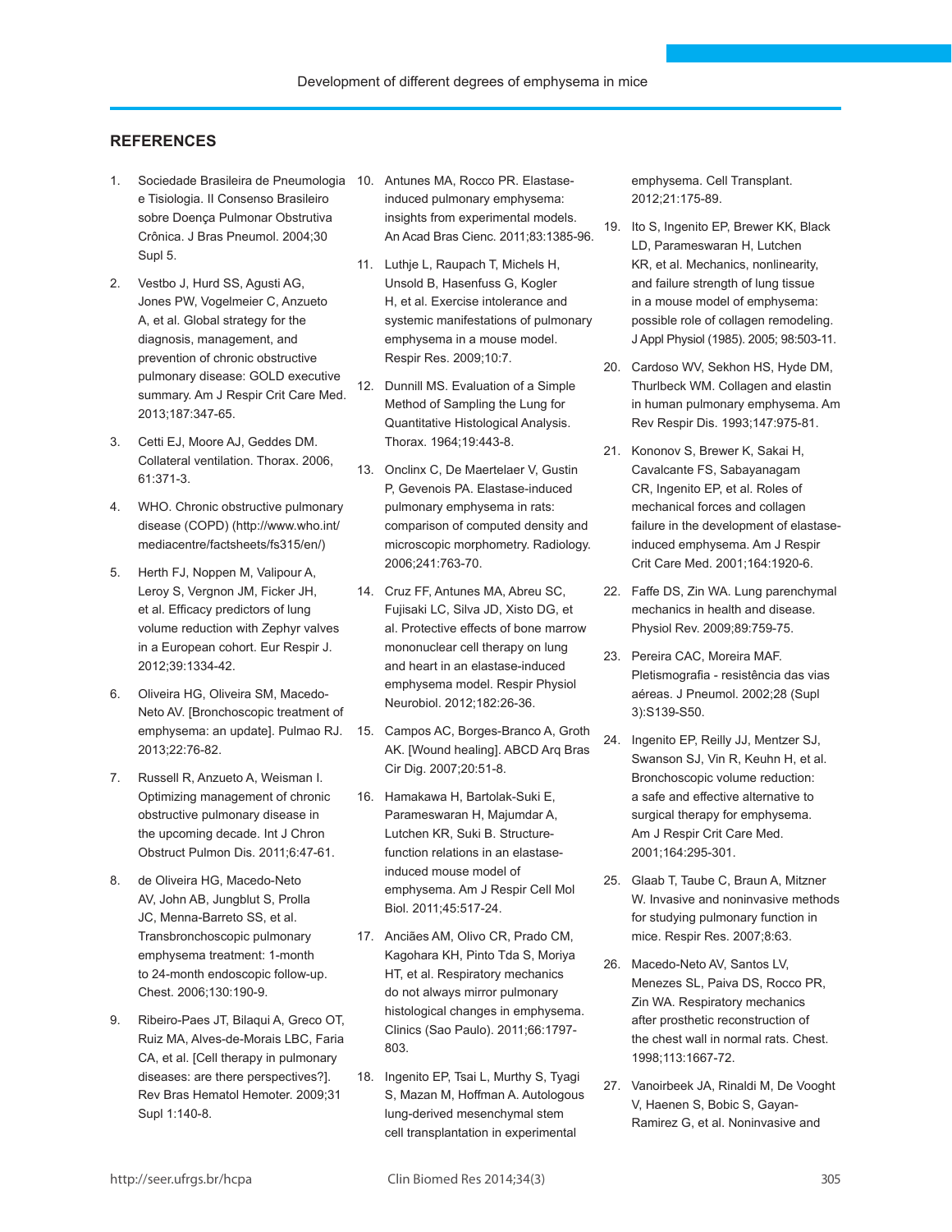## REFERENCES

1. Sociedade Brasileira de Pneumologia e Tisiologia. II Consenso Brasileiro sobre Doença Pulmonar Obstrutiva Crônica. J Bras Pneumol. 2004;30 Supl 5.
2. Vestbo J, Hurd SS, Agusti AG, Jones PW, Vogelmeier C, Anzueto A, et al. Global strategy for the diagnosis, management, and prevention of chronic obstructive pulmonary disease: GOLD executive summary. Am J Respir Crit Care Med. 2013;187:347-65.
3. Cetti EJ, Moore AJ, Geddes DM. Collateral ventilation. Thorax. 2006, 61:371-3.
4. WHO. Chronic obstructive pulmonary disease (COPD) (http://www.who.int/mediacentre/factsheets/fs315/en/)
5. Herth FJ, Noppen M, Valipour A, Leroy S, Vergnon JM, Ficker JH, et al. Efficacy predictors of lung volume reduction with Zephyr valves in a European cohort. Eur Respir J. 2012;39:1334-42.
6. Oliveira HG, Oliveira SM, Macedo-Neto AV. [Bronchoscopic treatment of emphysema: an update]. Pulmao RJ. 2013;22:76-82.
7. Russell R, Anzueto A, Weisman I. Optimizing management of chronic obstructive pulmonary disease in the upcoming decade. Int J Chron Obstruct Pulmon Dis. 2011;6:47-61.
8. de Oliveira HG, Macedo-Neto AV, John AB, Jungblut S, Prolla JC, Menna-Barreto SS, et al. Transbronchoscopic pulmonary emphysema treatment: 1-month to 24-month endoscopic follow-up. Chest. 2006;130:190-9.
9. Ribeiro-Paes JT, Bilaqui A, Greco OT, Ruiz MA, Alves-de-Morais LBC, Faria CA, et al. [Cell therapy in pulmonary diseases: are there perspectives?]. Rev Bras Hematol Hemoter. 2009;31 Supl 1:140-8.
10. Antunes MA, Rocco PR. Elastase-induced pulmonary emphysema: insights from experimental models. An Acad Bras Cienc. 2011;83:1385-96.
11. Luthje L, Raupach T, Michels H, Unsold B, Hasenfuss G, Kogler H, et al. Exercise intolerance and systemic manifestations of pulmonary emphysema in a mouse model. Respir Res. 2009;10:7.
12. Dunnill MS. Evaluation of a Simple Method of Sampling the Lung for Quantitative Histological Analysis. Thorax. 1964;19:443-8.
13. Onclinx C, De Maertelaer V, Gustin P, Gevenois PA. Elastase-induced pulmonary emphysema in rats: comparison of computed density and microscopic morphometry. Radiology. 2006;241:763-70.
14. Cruz FF, Antunes MA, Abreu SC, Fujisaki LC, Silva JD, Xisto DG, et al. Protective effects of bone marrow mononuclear cell therapy on lung and heart in an elastase-induced emphysema model. Respir Physiol Neurobiol. 2012;182:26-36.
15. Campos AC, Borges-Branco A, Groth AK. [Wound healing]. ABCD Arq Bras Cir Dig. 2007;20:51-8.
16. Hamakawa H, Bartolak-Suki E, Parameswaran H, Majumdar A, Lutchen KR, Suki B. Structure-function relations in an elastase-induced mouse model of emphysema. Am J Respir Cell Mol Biol. 2011;45:517-24.
17. Anciães AM, Olivo CR, Prado CM, Kagohara KH, Pinto Tda S, Moriya HT, et al. Respiratory mechanics do not always mirror pulmonary histological changes in emphysema. Clinics (Sao Paulo). 2011;66:1797-803.
18. Ingenito EP, Tsai L, Murthy S, Tyagi S, Mazan M, Hoffman A. Autologous lung-derived mesenchymal stem cell transplantation in experimental emphysema. Cell Transplant. 2012;21:175-89.
19. Ito S, Ingenito EP, Brewer KK, Black LD, Parameswaran H, Lutchen KR, et al. Mechanics, nonlinearity, and failure strength of lung tissue in a mouse model of emphysema: possible role of collagen remodeling. J Appl Physiol (1985). 2005; 98:503-11.
20. Cardoso WV, Sekhon HS, Hyde DM, Thurlbeck WM. Collagen and elastin in human pulmonary emphysema. Am Rev Respir Dis. 1993;147:975-81.
21. Kononov S, Brewer K, Sakai H, Cavalcante FS, Sabayanagam CR, Ingenito EP, et al. Roles of mechanical forces and collagen failure in the development of elastase-induced emphysema. Am J Respir Crit Care Med. 2001;164:1920-6.
22. Faffe DS, Zin WA. Lung parenchymal mechanics in health and disease. Physiol Rev. 2009;89:759-75.
23. Pereira CAC, Moreira MAF. Pletismografia - resistência das vias aéreas. J Pneumol. 2002;28 (Supl 3):S139-S50.
24. Ingenito EP, Reilly JJ, Mentzer SJ, Swanson SJ, Vin R, Keuhn H, et al. Bronchoscopic volume reduction: a safe and effective alternative to surgical therapy for emphysema. Am J Respir Crit Care Med. 2001;164:295-301.
25. Glaab T, Taube C, Braun A, Mitzner W. Invasive and noninvasive methods for studying pulmonary function in mice. Respir Res. 2007;8:63.
26. Macedo-Neto AV, Santos LV, Menezes SL, Paiva DS, Rocco PR, Zin WA. Respiratory mechanics after prosthetic reconstruction of the chest wall in normal rats. Chest. 1998;113:1667-72.
27. Vanoirbeek JA, Rinaldi M, De Vooght V, Haenen S, Bobic S, Gayan-Ramirez G, et al. Noninvasive and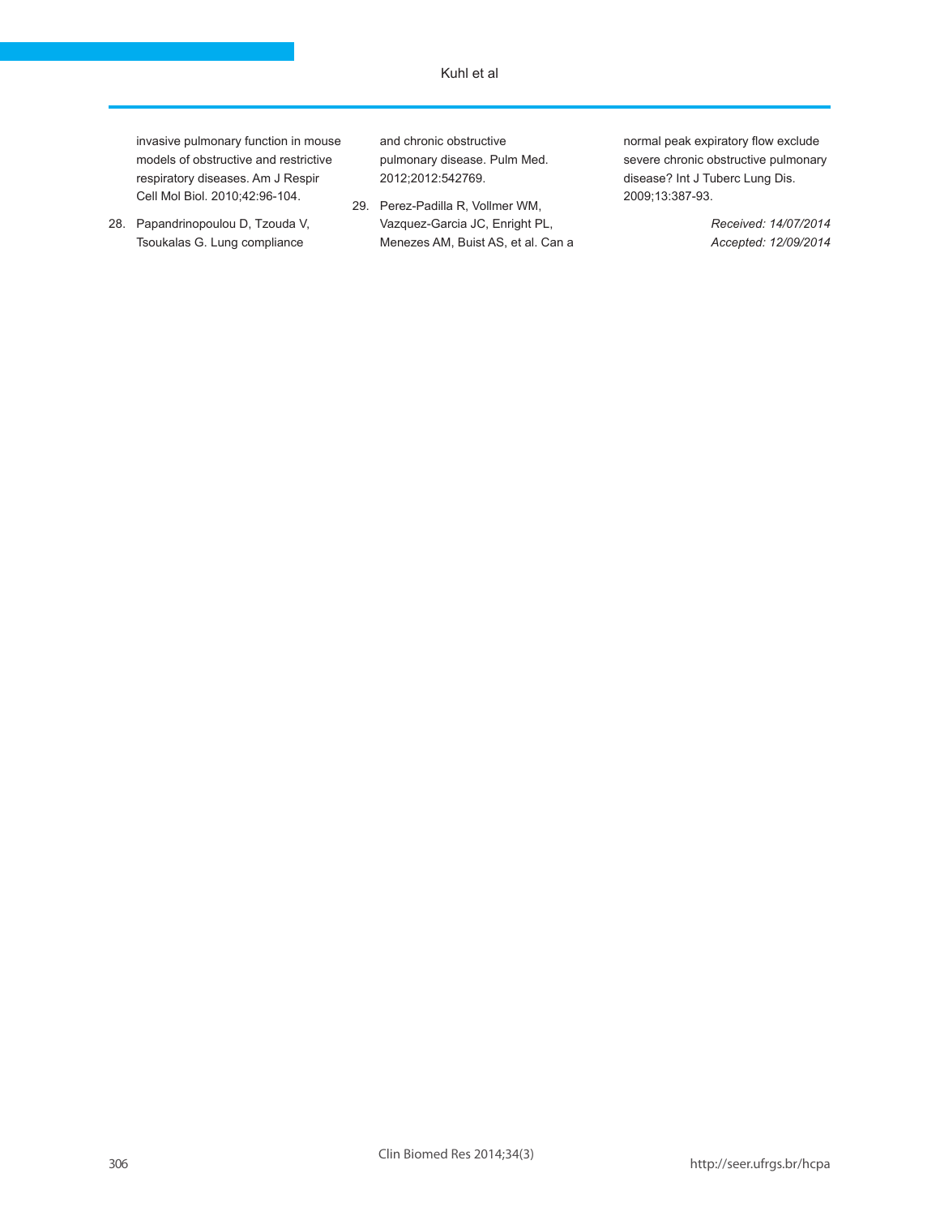invasive pulmonary function in mouse models of obstructive and restrictive respiratory diseases. Am J Respir Cell Mol Biol. 2010;42:96-104.

28. Papandrinopoulou D, Tzouda V, Tsoukalas G. Lung compliance and chronic obstructive pulmonary disease. Pulm Med. 2012;2012:542769.

29. Perez-Padilla R, Vollmer WM, Vazquez-Garcia JC, Enright PL, Menezes AM, Buist AS, et al. Can a normal peak expiratory flow exclude severe chronic obstructive pulmonary disease? Int J Tuberc Lung Dis. 2009;13:387-93.

*Received: 14/07/2014*
*Accepted: 12/09/2014*